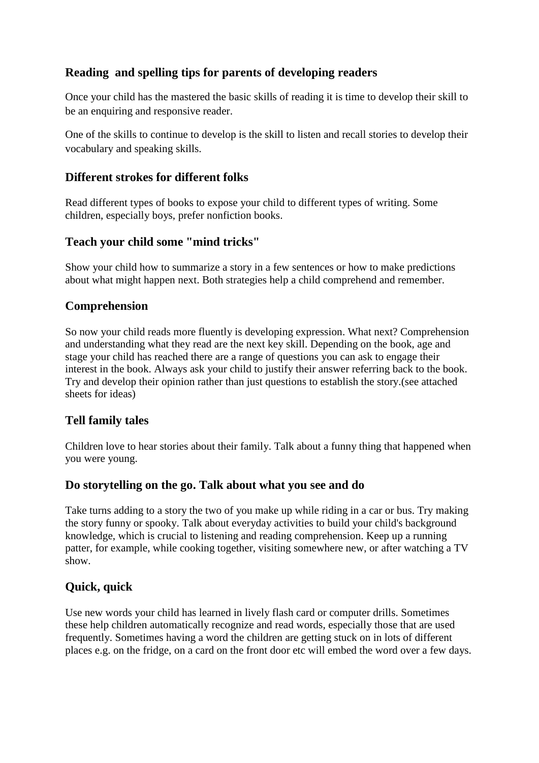## Reading and spelling tips for parents of developing readers

Once your child has the mastered the basic skills of reading it is time to develop their skill to be an enquiring and responsive reader.

One of the skills to continue to develop is the skill to listen and recall stories to develop their vocabulary and speaking skills.

### Different strokes for different folks

Read different types of books to expose your child to different types of writing. Some children, especially boys, prefer nonfiction books.

### Teach your child some "mind tricks"

Show your child how to summarize a story in a few sentences or how to make predictions about what might happen next. Both strategies help a child comprehend and remember.

### Comprehension

So now your child reads more fluently is developing expression. What next? Comprehension and understanding what they read are the next key skill. Depending on the book, age and stage your child has reached there are a range of questions you can ask to engage their interest in the book. Always ask your child to justify their answer referring back to the book. Try and develop their opinion rather than just questions to establish the story.(see attached sheets for ideas)

### Tell family tales

Children love to hear stories about their family. Talk about a funny thing that happened when you were young.

### Do storytelling on the go. Talk about what you see and do

Take turns adding to a story the two of you make up while riding in a car or bus. Try making the story funny or spooky. Talk about everyday activities to build your child's background knowledge, which is crucial to listening and reading comprehension. Keep up a running patter, for example, while cooking together, visiting somewhere new, or after watching a TV show.

### Quick, quick

Use new words your child has learned in lively flash card or computer drills. Sometimes these help children automatically recognize and read words, especially those that are used frequently. Sometimes having a word the children are getting stuck on in lots of different places e.g. on the fridge, on a card on the front door etc will embed the word over a few days.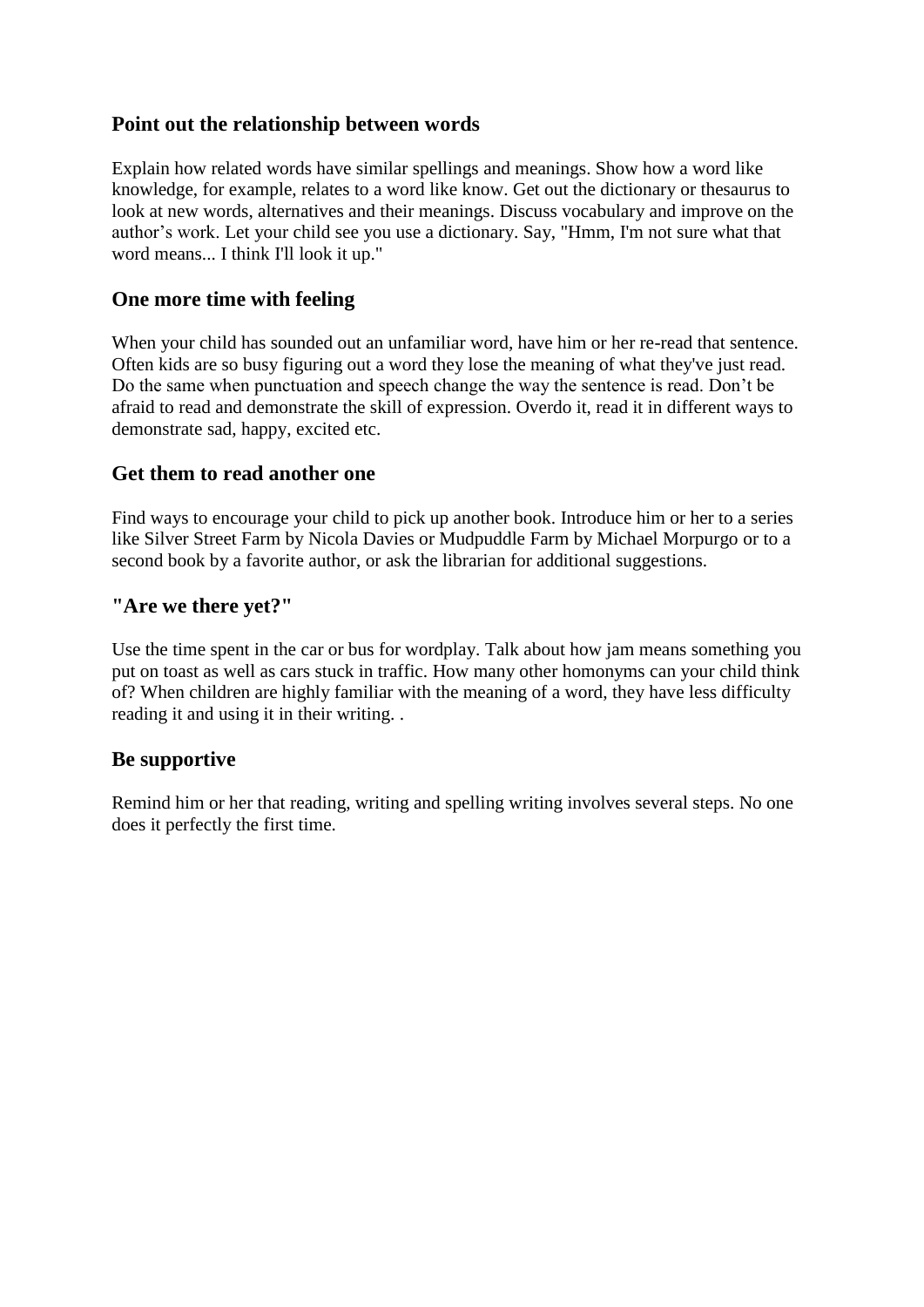### Point out the relationship between words

Explain how related words have similar spellings and meanings. Show how a word like knowledge, for example, relates to a word like know. Get out the dictionary or thesaurus to look at new words, alternatives and their meanings. Discuss vocabulary and improve on the author's work. Let your child see you use a dictionary. Say, "Hmm, I'm not sure what that word means... I think I'll look it up."

### One more time with feeling

When your child has sounded out an unfamiliar word, have him or her re-read that sentence. Often kids are so busy figuring out a word they lose the meaning of what they've just read. Do the same when punctuation and speech change the way the sentence is read. Don't be afraid to read and demonstrate the skill of expression. Overdo it, read it in different ways to demonstrate sad, happy, excited etc.

### Get them to read another one

Find ways to encourage your child to pick up another book. Introduce him or her to a series like Silver Street Farm by Nicola Davies or Mudpuddle Farm by Michael Morpurgo or to a second book by a favorite author, or ask the librarian for additional suggestions.

### "Are we there yet?"

Use the time spent in the car or bus for wordplay. Talk about how jam means something you put on toast as well as cars stuck in traffic. How many other homonyms can your child think of? When children are highly familiar with the meaning of a word, they have less difficulty reading it and using it in their writing. .

### Be supportive

Remind him or her that reading, writing and spelling writing involves several steps. No one does it perfectly the first time.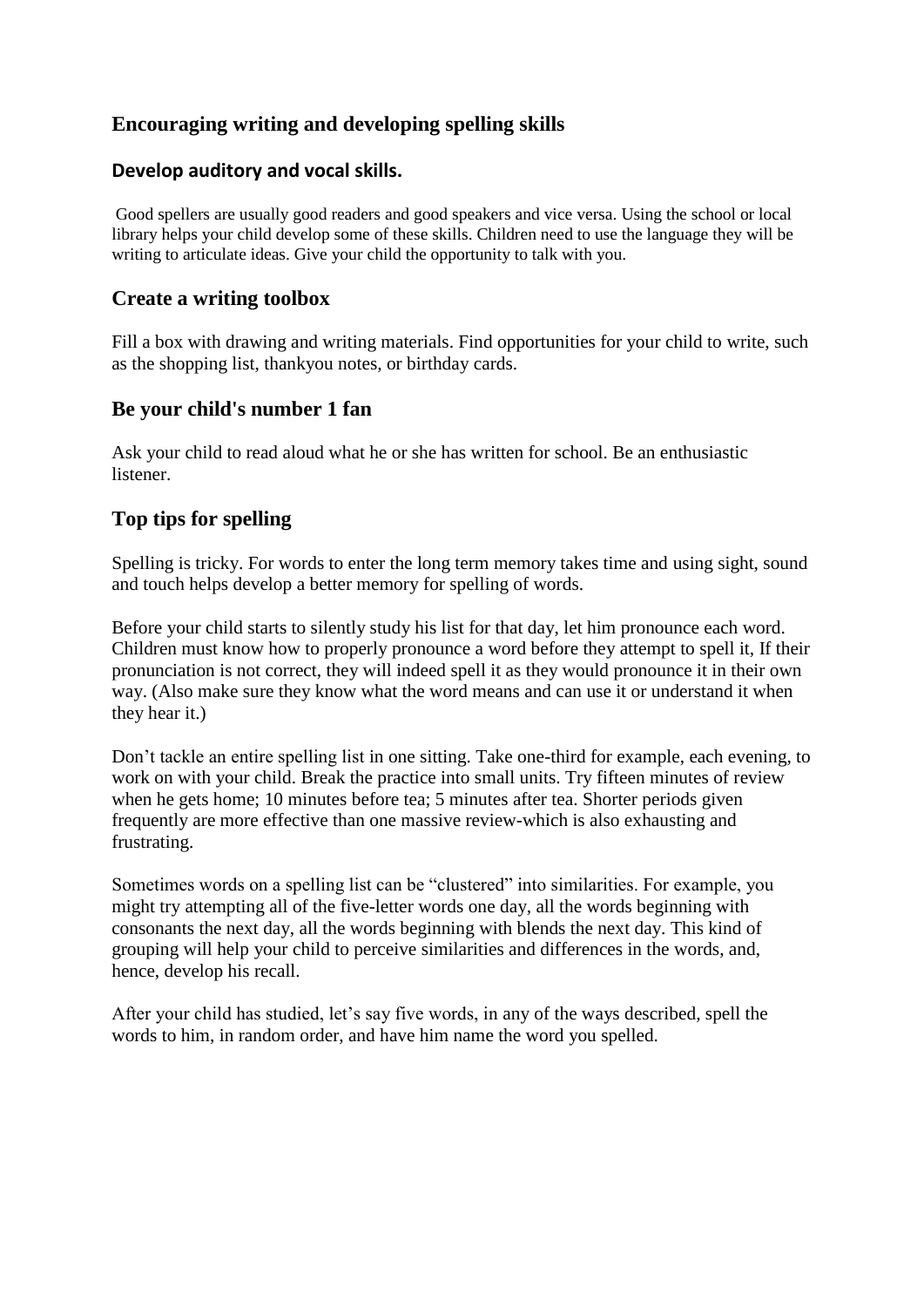## Encouraging writing and developing spelling skills

### Develop auditory and vocal skills.

Good spellers are usually good readers and good speakers and vice versa. Using the school or local library helps your child develop some of these skills. Children need to use the language they will be writing to articulate ideas. Give your child the opportunity to talk with you.

### Create a writing toolbox

Fill a box with drawing and writing materials. Find opportunities for your child to write, such as the shopping list, thankyou notes, or birthday cards.

### Be your child's number 1 fan

Ask your child to read aloud what he or she has written for school. Be an enthusiastic listener.

### Top tips for spelling

Spelling is tricky. For words to enter the long term memory takes time and using sight, sound and touch helps develop a better memory for spelling of words.

Before your child starts to silently study his list for that day, let him pronounce each word. Children must know how to properly pronounce a word before they attempt to spell it, If their pronunciation is not correct, they will indeed spell it as they would pronounce it in their own way. (Also make sure they know what the word means and can use it or understand it when they hear it.)

Don't tackle an entire spelling list in one sitting. Take one-third for example, each evening, to work on with your child. Break the practice into small units. Try fifteen minutes of review when he gets home; 10 minutes before tea; 5 minutes after tea. Shorter periods given frequently are more effective than one massive review-which is also exhausting and frustrating.

Sometimes words on a spelling list can be "clustered" into similarities. For example, you might try attempting all of the five-letter words one day, all the words beginning with consonants the next day, all the words beginning with blends the next day. This kind of grouping will help your child to perceive similarities and differences in the words, and, hence, develop his recall.

After your child has studied, let's say five words, in any of the ways described, spell the words to him, in random order, and have him name the word you spelled.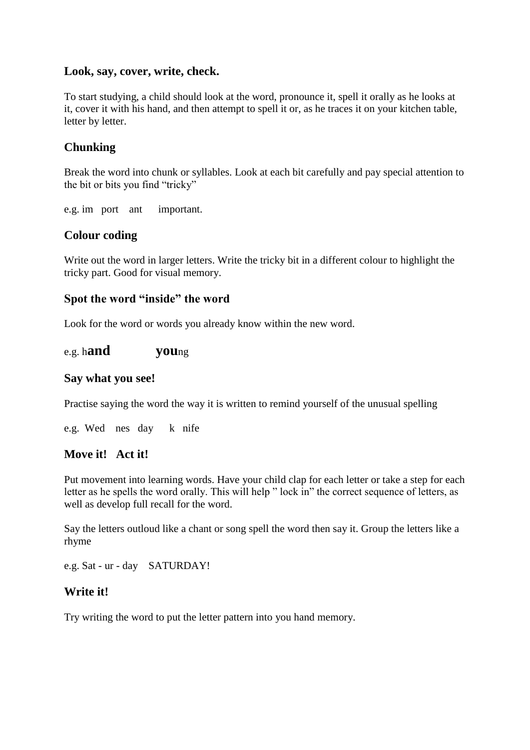### Look, say, cover, write, check.

To start studying, a child should look at the word, pronounce it, spell it orally as he looks at it, cover it with his hand, and then attempt to spell it or, as he traces it on your kitchen table, letter by letter.

### Chunking

Break the word into chunk or syllables. Look at each bit carefully and pay special attention to the bit or bits you find "tricky"

e.g. im port ant important.

### Colour coding

Write out the word in larger letters. Write the tricky bit in a different colour to highlight the tricky part. Good for visual memory.

### Spot the word "inside" the word

Look for the word or words you already know within the new word.

e.g. h**and** **you**ng

### Say what you see!

Practise saying the word the way it is written to remind yourself of the unusual spelling

e.g. Wed nes day k nife

### Move it! Act it!

Put movement into learning words. Have your child clap for each letter or take a step for each letter as he spells the word orally. This will help " lock in" the correct sequence of letters, as well as develop full recall for the word.

Say the letters outloud like a chant or song spell the word then say it. Group the letters like a rhyme

e.g. Sat - ur - day SATURDAY!

### Write it!

Try writing the word to put the letter pattern into you hand memory.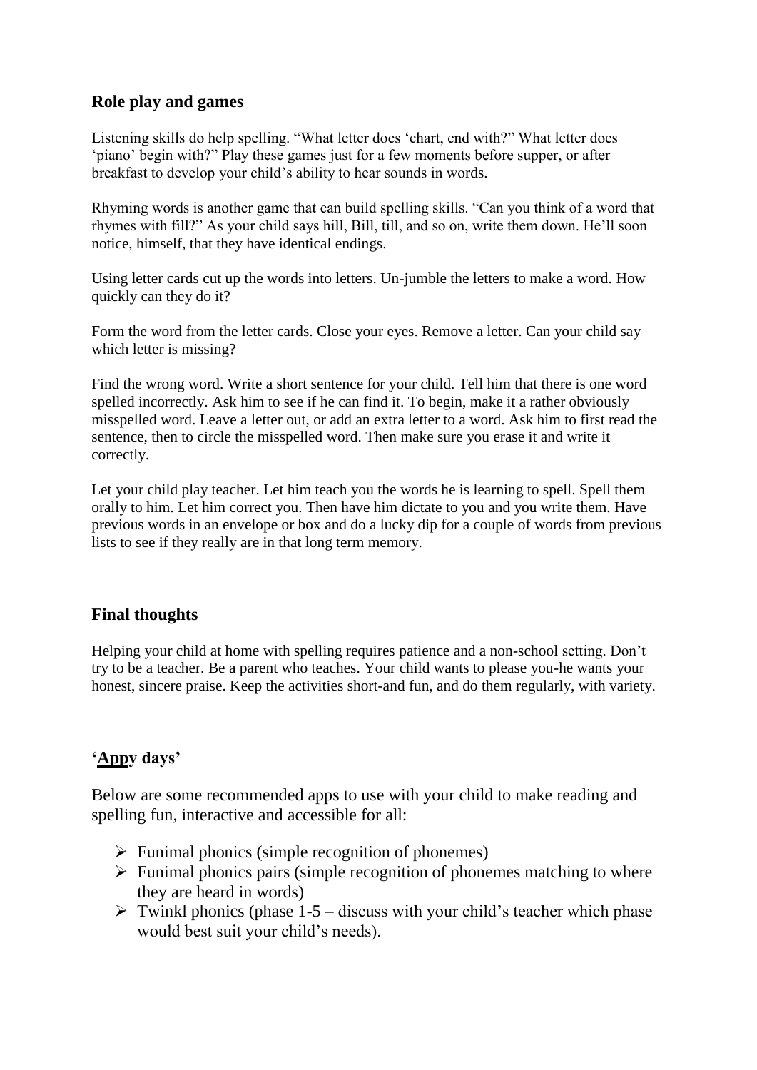## Role play and games

Listening skills do help spelling. "What letter does 'chart, end with?" What letter does 'piano' begin with?" Play these games just for a few moments before supper, or after breakfast to develop your child's ability to hear sounds in words.

Rhyming words is another game that can build spelling skills. "Can you think of a word that rhymes with fill?" As your child says hill, Bill, till, and so on, write them down. He'll soon notice, himself, that they have identical endings.

Using letter cards cut up the words into letters. Un-jumble the letters to make a word. How quickly can they do it?

Form the word from the letter cards. Close your eyes. Remove a letter. Can your child say which letter is missing?

Find the wrong word. Write a short sentence for your child. Tell him that there is one word spelled incorrectly. Ask him to see if he can find it. To begin, make it a rather obviously misspelled word. Leave a letter out, or add an extra letter to a word. Ask him to first read the sentence, then to circle the misspelled word. Then make sure you erase it and write it correctly.

Let your child play teacher. Let him teach you the words he is learning to spell. Spell them orally to him. Let him correct you. Then have him dictate to you and you write them. Have previous words in an envelope or box and do a lucky dip for a couple of words from previous lists to see if they really are in that long term memory.

## Final thoughts

Helping your child at home with spelling requires patience and a non-school setting. Don't try to be a teacher. Be a parent who teaches. Your child wants to please you-he wants your honest, sincere praise. Keep the activities short-and fun, and do them regularly, with variety.

## '<u>App</u>y days'

Below are some recommended apps to use with your child to make reading and spelling fun, interactive and accessible for all:

- Funimal phonics (simple recognition of phonemes)
- Funimal phonics pairs (simple recognition of phonemes matching to where they are heard in words)
- Twinkl phonics (phase 1-5 – discuss with your child's teacher which phase would best suit your child's needs).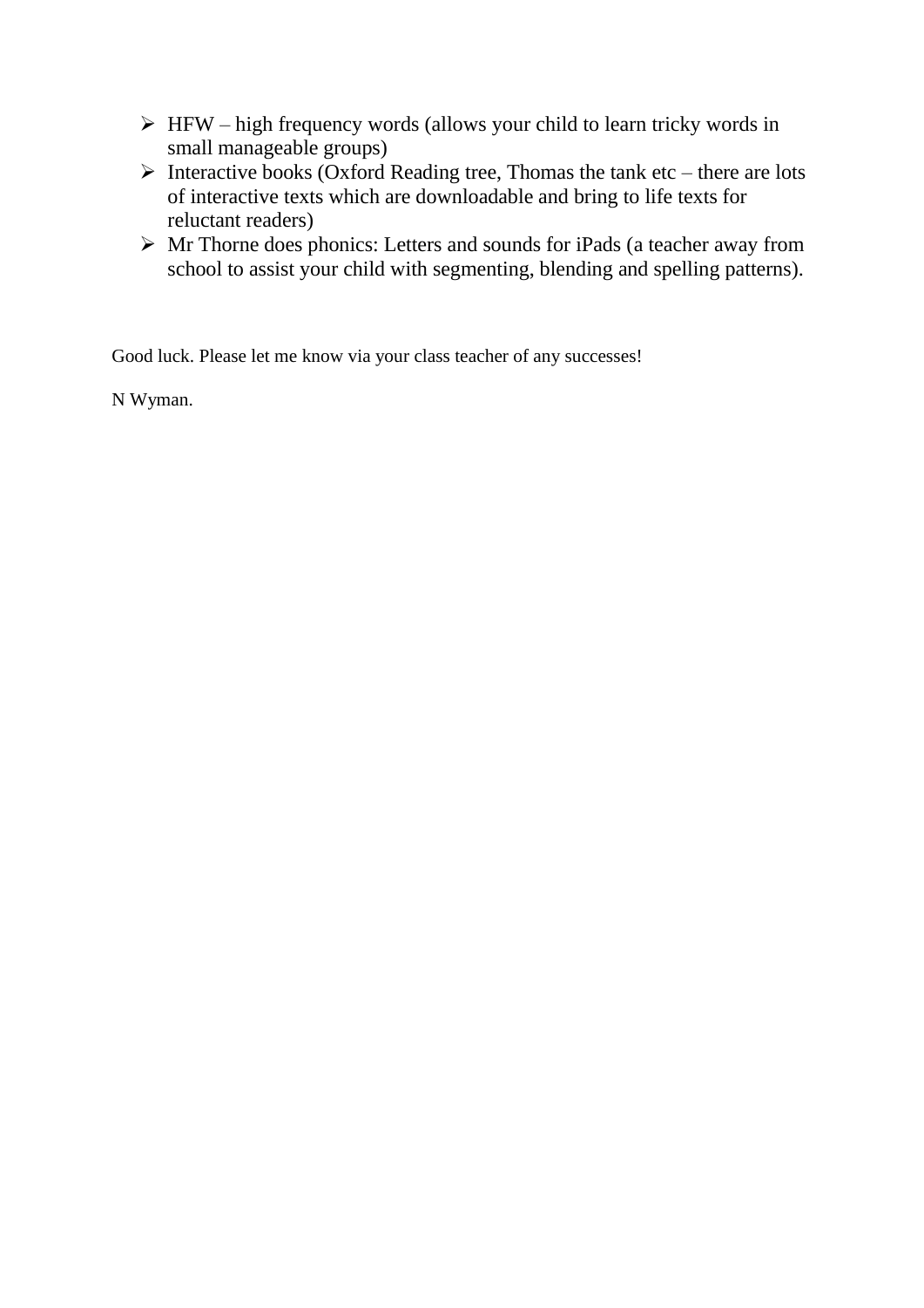- HFW – high frequency words (allows your child to learn tricky words in small manageable groups)
- Interactive books (Oxford Reading tree, Thomas the tank etc – there are lots of interactive texts which are downloadable and bring to life texts for reluctant readers)
- Mr Thorne does phonics: Letters and sounds for iPads (a teacher away from school to assist your child with segmenting, blending and spelling patterns).

Good luck. Please let me know via your class teacher of any successes!

N Wyman.